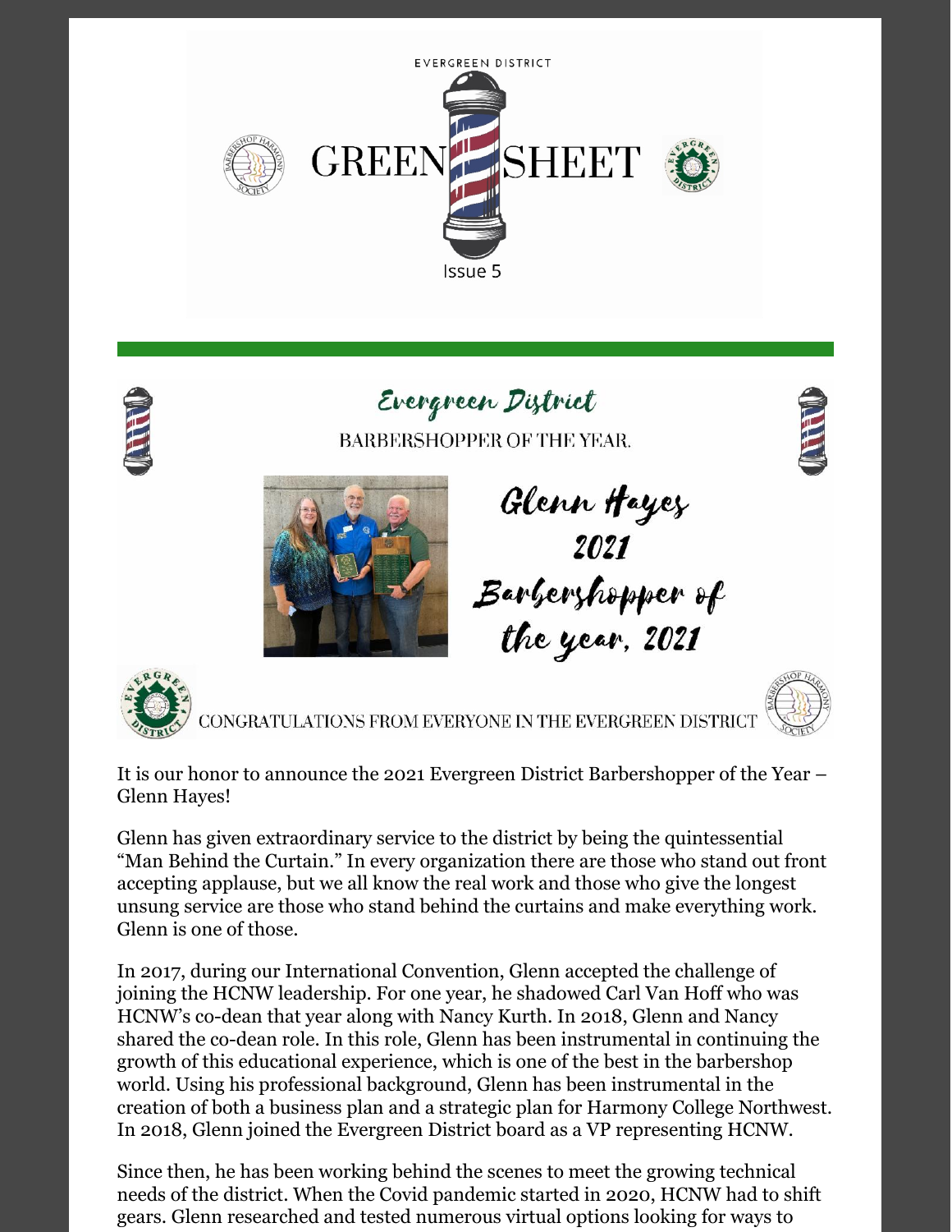EVERGREEN DISTRICT

# GREEN SHEET

Issue 5

## Evergreen District

BARBERSHOPPER OF THE YEAR

Glenn Hayes 2021 Barbershopper of the year, 2021

CONGRATULATIONS FROM EVERYONE IN THE EVERGREEN DISTRICT

It is our honor to announce the 2021 Evergreen District Barbershopper of the Year – Glenn Hayes!

Glenn has given extraordinary service to the district by being the quintessential "Man Behind the Curtain." In every organization there are those who stand out front accepting applause, but we all know the real work and those who give the longest unsung service are those who stand behind the curtains and make everything work. Glenn is one of those.

In 2017, during our International Convention, Glenn accepted the challenge of joining the HCNW leadership. For one year, he shadowed Carl Van Hoff who was HCNW's co-dean that year along with Nancy Kurth. In 2018, Glenn and Nancy shared the co-dean role. In this role, Glenn has been instrumental in continuing the growth of this educational experience, which is one of the best in the barbershop world. Using his professional background, Glenn has been instrumental in the creation of both a business plan and a strategic plan for Harmony College Northwest. In 2018, Glenn joined the Evergreen District board as a VP representing HCNW.

Since then, he has been working behind the scenes to meet the growing technical needs of the district. When the Covid pandemic started in 2020, HCNW had to shift gears. Glenn researched and tested numerous virtual options looking for ways to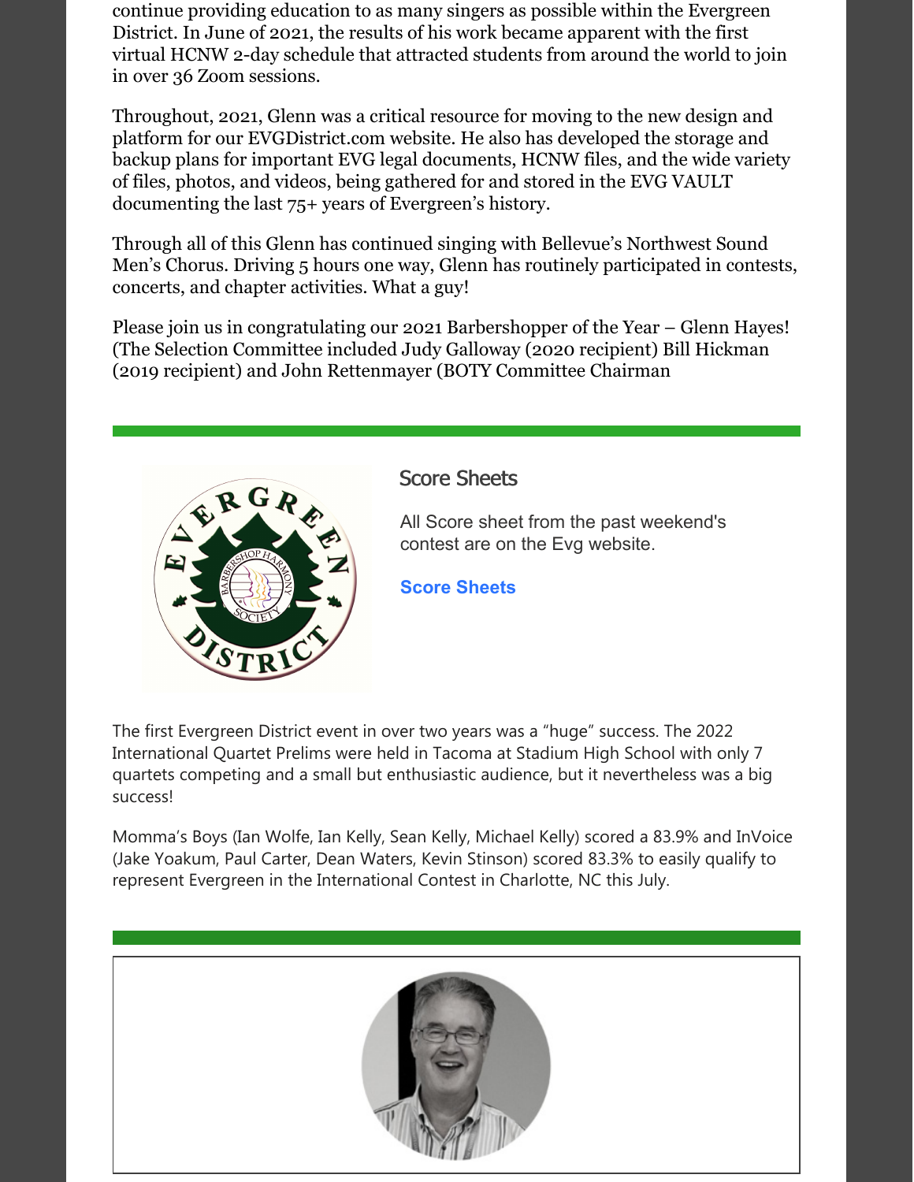continue providing education to as many singers as possible within the Evergreen District. In June of 2021, the results of his work became apparent with the first virtual HCNW 2-day schedule that attracted students from around the world to join in over 36 Zoom sessions.

Throughout, 2021, Glenn was a critical resource for moving to the new design and platform for our EVGDistrict.com website. He also has developed the storage and backup plans for important EVG legal documents, HCNW files, and the wide variety of files, photos, and videos, being gathered for and stored in the EVG VAULT documenting the last 75+ years of Evergreen's history.

Through all of this Glenn has continued singing with Bellevue's Northwest Sound Men's Chorus. Driving 5 hours one way, Glenn has routinely participated in contests, concerts, and chapter activities. What a guy!

Please join us in congratulating our 2021 Barbershopper of the Year – Glenn Hayes! (The Selection Committee included Judy Galloway (2020 recipient) Bill Hickman (2019 recipient) and John Rettenmayer (BOTY Committee Chairman

---

## Score Sheets

All Score sheet from the past weekend's contest are on the Evg website.

**Score Sheets**

The first Evergreen District event in over two years was a "huge" success. The 2022 International Quartet Prelims were held in Tacoma at Stadium High School with only 7 quartets competing and a small but enthusiastic audience, but it nevertheless was a big success!

Momma's Boys (Ian Wolfe, Ian Kelly, Sean Kelly, Michael Kelly) scored a 83.9% and InVoice (Jake Yoakum, Paul Carter, Dean Waters, Kevin Stinson) scored 83.3% to easily qualify to represent Evergreen in the International Contest in Charlotte, NC this July.

---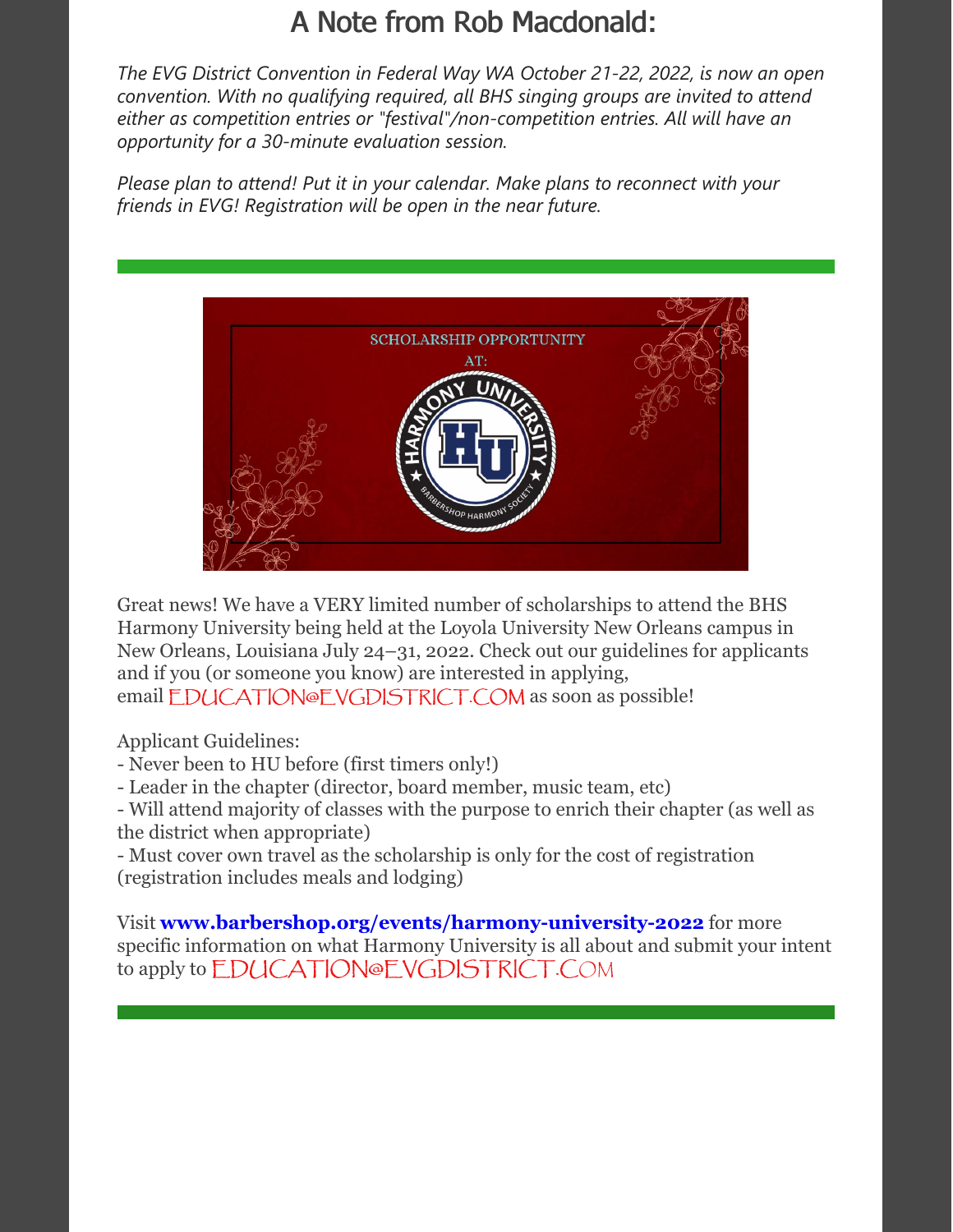# A Note from Rob Macdonald:

*The EVG District Convention in Federal Way WA October 21-22, 2022, is now an open convention. With no qualifying required, all BHS singing groups are invited to attend either as competition entries or "festival"/non-competition entries. All will have an opportunity for a 30-minute evaluation session.*

*Please plan to attend! Put it in your calendar. Make plans to reconnect with your friends in EVG! Registration will be open in the near future.*

---

SCHOLARSHIP OPPORTUNITY AT: HARMONY UNIVERSITY

Great news! We have a VERY limited number of scholarships to attend the BHS Harmony University being held at the Loyola University New Orleans campus in New Orleans, Louisiana July 24–31, 2022. Check out our guidelines for applicants and if you (or someone you know) are interested in applying, email EDUCATION@EVGDISTRICT.COM as soon as possible!

Applicant Guidelines:
- Never been to HU before (first timers only!)
- Leader in the chapter (director, board member, music team, etc)
- Will attend majority of classes with the purpose to enrich their chapter (as well as the district when appropriate)
- Must cover own travel as the scholarship is only for the cost of registration (registration includes meals and lodging)

Visit **www.barbershop.org/events/harmony-university-2022** for more specific information on what Harmony University is all about and submit your intent to apply to EDUCATION@EVGDISTRICT.COM

---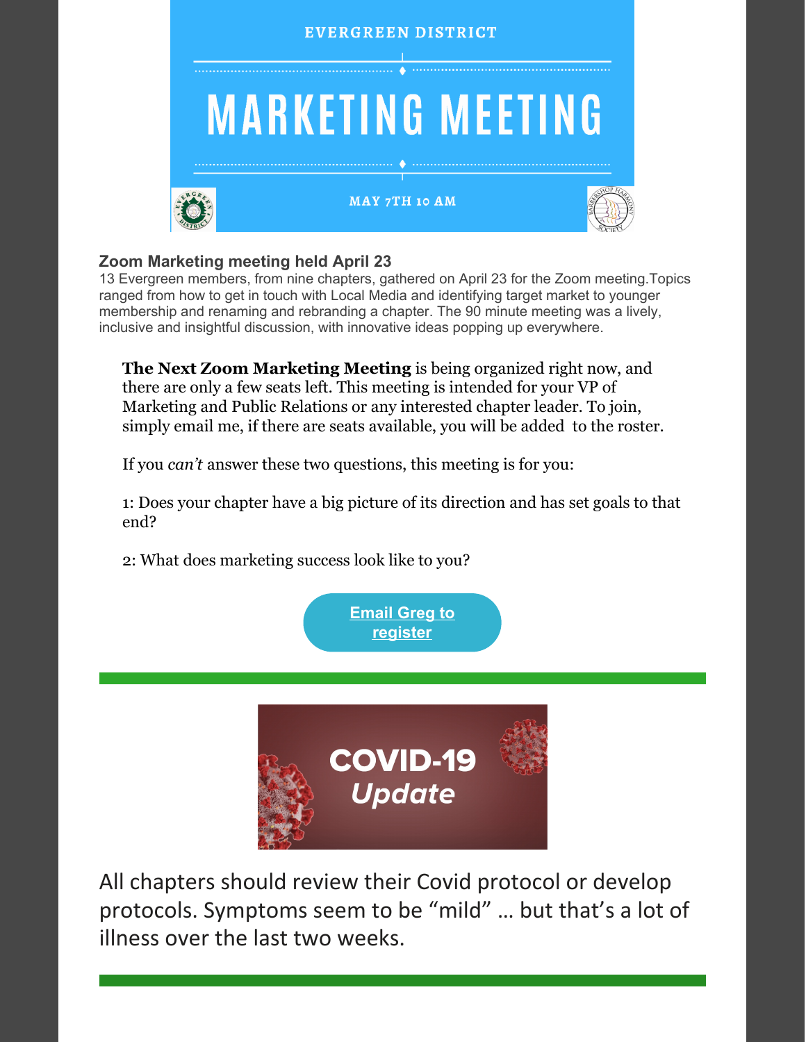EVERGREEN DISTRICT

# MARKETING MEETING

MAY 7TH 10 AM

### Zoom Marketing meeting held April 23

13 Evergreen members, from nine chapters, gathered on April 23 for the Zoom meeting.Topics ranged from how to get in touch with Local Media and identifying target market to younger membership and renaming and rebranding a chapter. The 90 minute meeting was a lively, inclusive and insightful discussion, with innovative ideas popping up everywhere.

**The Next Zoom Marketing Meeting** is being organized right now, and there are only a few seats left. This meeting is intended for your VP of Marketing and Public Relations or any interested chapter leader. To join, simply email me, if there are seats available, you will be added to the roster.

If you *can't* answer these two questions, this meeting is for you:

1: Does your chapter have a big picture of its direction and has set goals to that end?

2: What does marketing success look like to you?

**Email Greg to register**

---

COVID-19 *Update*

All chapters should review their Covid protocol or develop protocols. Symptoms seem to be "mild" … but that's a lot of illness over the last two weeks.

---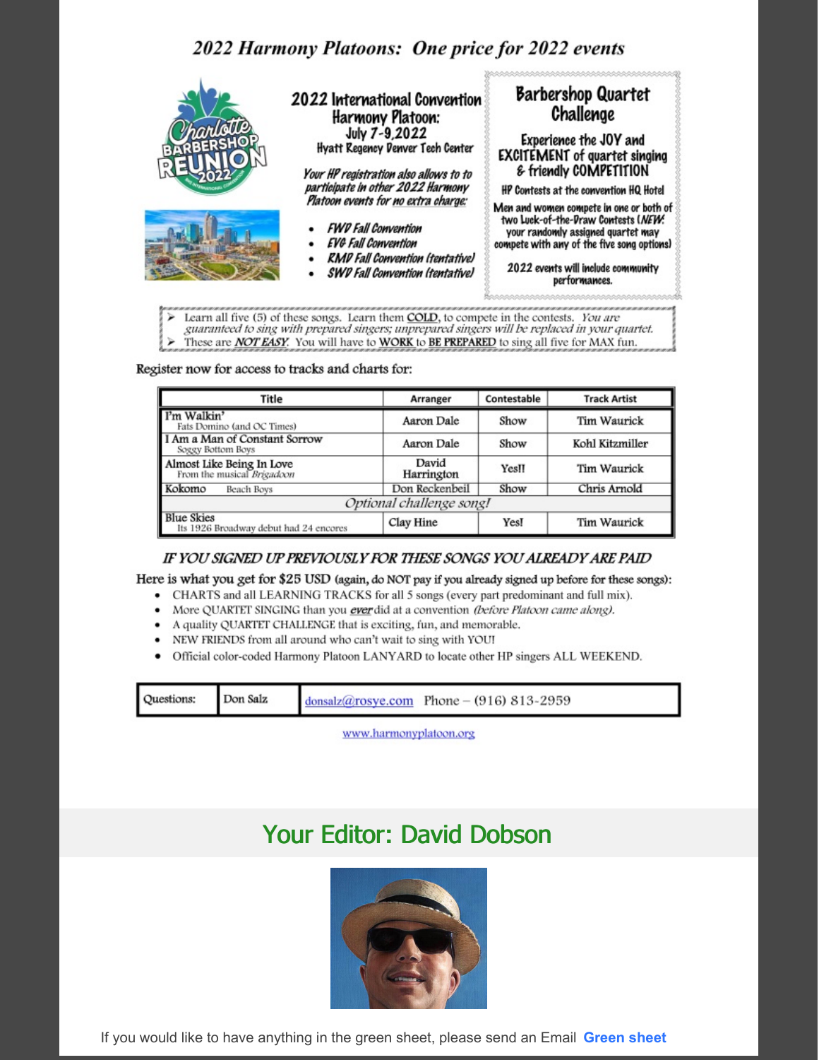# 2022 Harmony Platoons: One price for 2022 events

Charlotte BARBERSHOP REUNION 2022

## 2022 International Convention Harmony Platoon:

July 7-9,2022

Hyatt Regency Denver Tech Center

*Your HP registration also allows to to participate in other 2022 Harmony Platoon events for no extra charge:*

- *FWD Fall Convention*
- *EVG Fall Convention*
- *RMD Fall Convention (tentative)*
- *SWD Fall Convention (tentative)*

## Barbershop Quartet Challenge

Experience the JOY and EXCITEMENT of quartet singing & friendly COMPETITION

HP Contests at the convention HQ Hotel

Men and women compete in one or both of two Luck-of-the-Draw Contests (*NEW:* your randomly assigned quartet may compete with any of the five song options)

2022 events will include community performances.

---

- Learn all five (5) of these songs. Learn them **COLD**, to compete in the contests. *You are guaranteed to sing with prepared singers; unprepared singers will be replaced in your quartet.*
- These are ***NOT EASY***. You will have to **WORK** to **BE PREPARED** to sing all five for MAX fun.

Register now for access to tracks and charts for:

| Title | Arranger | Contestable | Track Artist |
|---|---|---|---|
| I'm Walkin' <br> Fats Domino (and OC Times) | Aaron Dale | Show | Tim Waurick |
| I Am a Man of Constant Sorrow <br> Soggy Bottom Boys | Aaron Dale | Show | Kohl Kitzmiller |
| Almost Like Being In Love <br> From the musical *Brigadoon* | David Harrington | Yes!! | Tim Waurick |
| Kokomo Beach Boys | Don Reckenbeil | Show | Chris Arnold |
| *Optional challenge song!* | | | |
| Blue Skies <br> Its 1926 Broadway debut had 24 encores | Clay Hine | Yes! | Tim Waurick |

***IF YOU SIGNED UP PREVIOUSLY FOR THESE SONGS YOU ALREADY ARE PAID***

**Here is what you get for $25 USD (again, do NOT pay if you already signed up before for these songs):**

- CHARTS and all LEARNING TRACKS for all 5 songs (every part predominant and full mix).
- More QUARTET SINGING than you ***ever*** did at a convention *(before Platoon came along)*.
- A quality QUARTET CHALLENGE that is exciting, fun, and memorable.
- NEW FRIENDS from all around who can't wait to sing with YOU!
- Official color-coded Harmony Platoon LANYARD to locate other HP singers ALL WEEKEND.

| Questions: | Don Salz | donsalz@rosye.com Phone – (916) 813-2959 |
|---|---|---|

www.harmonyplatoon.org

## Your Editor: David Dobson

If you would like to have anything in the green sheet, please send an Email **Green sheet**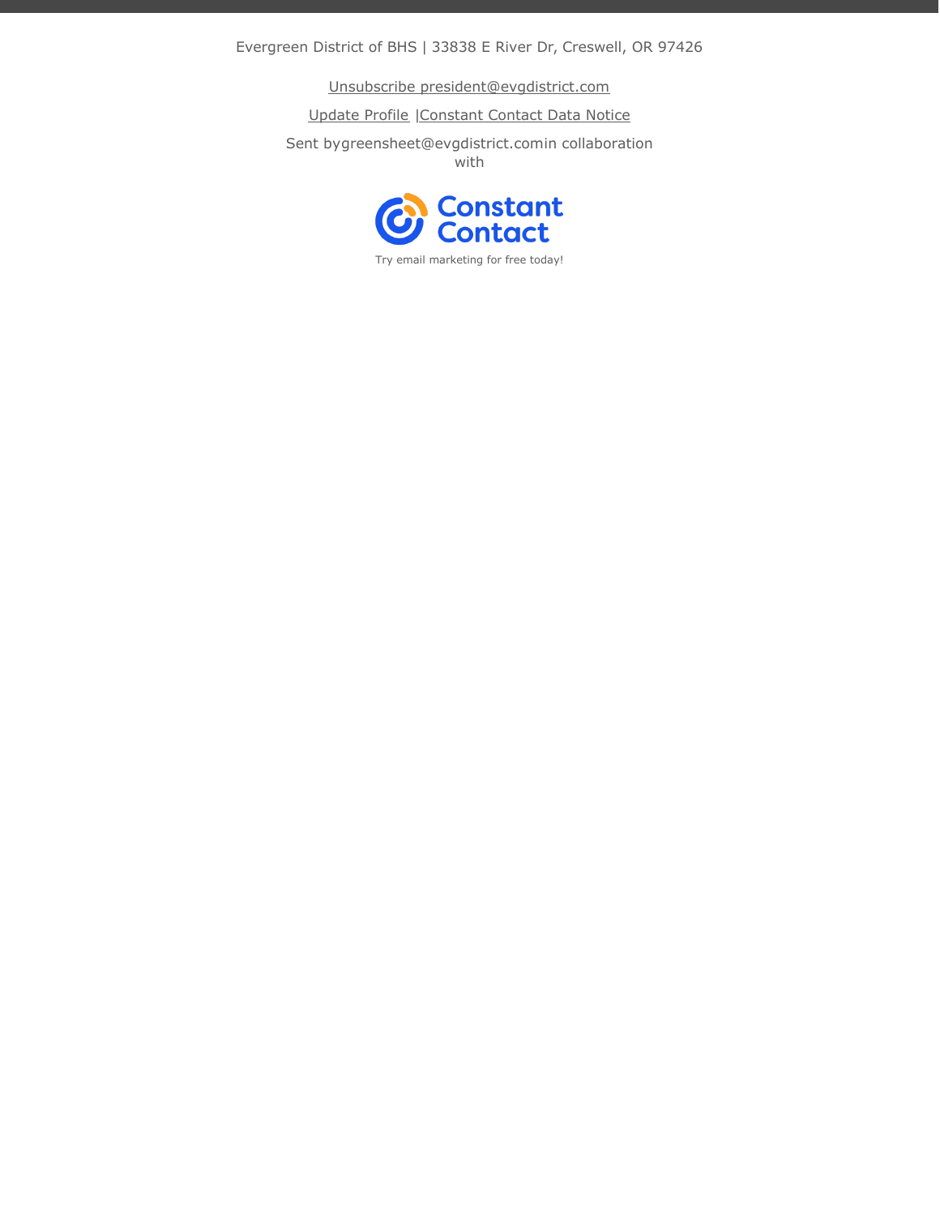Evergreen District of BHS | 33838 E River Dr, Creswell, OR 97426

Unsubscribe president@evgdistrict.com

Update Profile |Constant Contact Data Notice

Sent bygreensheet@evgdistrict.comin collaboration with

Try email marketing for free today!